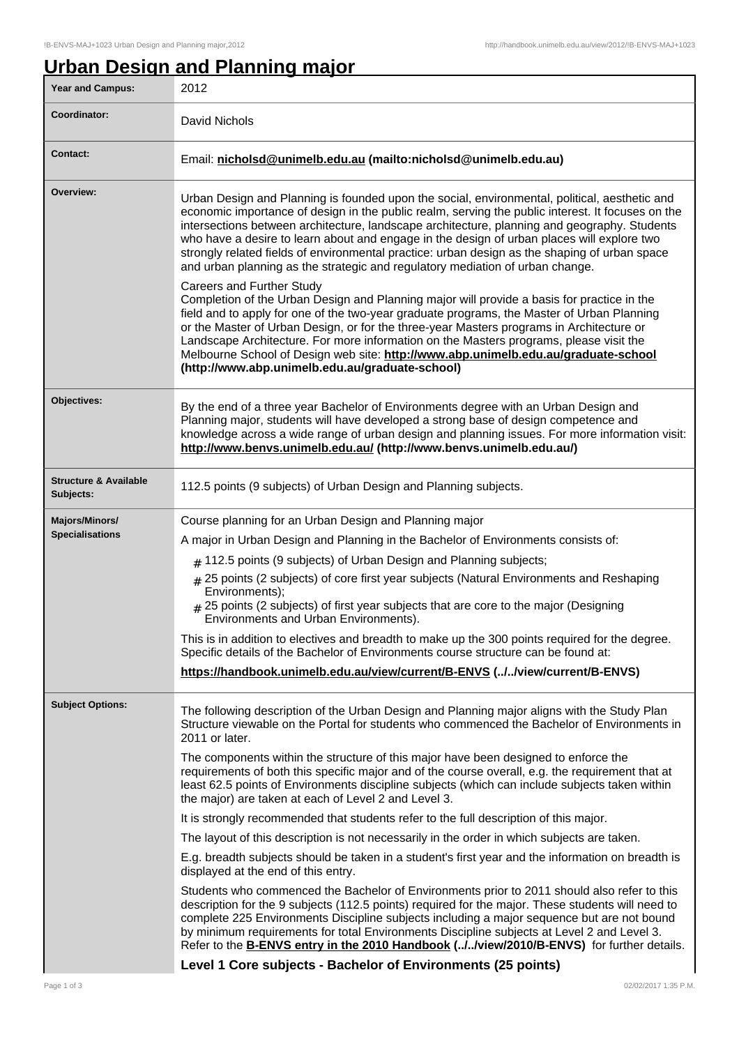# Urban Design and Planning major

| | |
|---|---|
| **Year and Campus:** | 2012 |
| **Coordinator:** | David Nichols |
| **Contact:** | Email: **nicholsd@unimelb.edu.au (mailto:nicholsd@unimelb.edu.au)** |
| **Overview:** | Urban Design and Planning is founded upon the social, environmental, political, aesthetic and economic importance of design in the public realm, serving the public interest. It focuses on the intersections between architecture, landscape architecture, planning and geography. Students who have a desire to learn about and engage in the design of urban places will explore two strongly related fields of environmental practice: urban design as the shaping of urban space and urban planning as the strategic and regulatory mediation of urban change.<br><br>Careers and Further Study<br>Completion of the Urban Design and Planning major will provide a basis for practice in the field and to apply for one of the two-year graduate programs, the Master of Urban Planning or the Master of Urban Design, or for the three-year Masters programs in Architecture or Landscape Architecture. For more information on the Masters programs, please visit the Melbourne School of Design web site: **http://www.abp.unimelb.edu.au/graduate-school (http://www.abp.unimelb.edu.au/graduate-school)** |
| **Objectives:** | By the end of a three year Bachelor of Environments degree with an Urban Design and Planning major, students will have developed a strong base of design competence and knowledge across a wide range of urban design and planning issues. For more information visit: **http://www.benvs.unimelb.edu.au/ (http://www.benvs.unimelb.edu.au/)** |
| **Structure & Available Subjects:** | 112.5 points (9 subjects) of Urban Design and Planning subjects. |
| **Majors/Minors/ Specialisations** | Course planning for an Urban Design and Planning major<br><br>A major in Urban Design and Planning in the Bachelor of Environments consists of:<br><br># 112.5 points (9 subjects) of Urban Design and Planning subjects;<br># 25 points (2 subjects) of core first year subjects (Natural Environments and Reshaping Environments);<br># 25 points (2 subjects) of first year subjects that are core to the major (Designing Environments and Urban Environments).<br><br>This is in addition to electives and breadth to make up the 300 points required for the degree. Specific details of the Bachelor of Environments course structure can be found at:<br><br>**https://handbook.unimelb.edu.au/view/current/B-ENVS (../../view/current/B-ENVS)** |
| **Subject Options:** | The following description of the Urban Design and Planning major aligns with the Study Plan Structure viewable on the Portal for students who commenced the Bachelor of Environments in 2011 or later.<br><br>The components within the structure of this major have been designed to enforce the requirements of both this specific major and of the course overall, e.g. the requirement that at least 62.5 points of Environments discipline subjects (which can include subjects taken within the major) are taken at each of Level 2 and Level 3.<br><br>It is strongly recommended that students refer to the full description of this major.<br><br>The layout of this description is not necessarily in the order in which subjects are taken.<br><br>E.g. breadth subjects should be taken in a student's first year and the information on breadth is displayed at the end of this entry.<br><br>Students who commenced the Bachelor of Environments prior to 2011 should also refer to this description for the 9 subjects (112.5 points) required for the major. These students will need to complete 225 Environments Discipline subjects including a major sequence but are not bound by minimum requirements for total Environments Discipline subjects at Level 2 and Level 3. Refer to the **B-ENVS entry in the 2010 Handbook (../../view/2010/B-ENVS)** for further details.<br><br>**Level 1 Core subjects - Bachelor of Environments (25 points)** |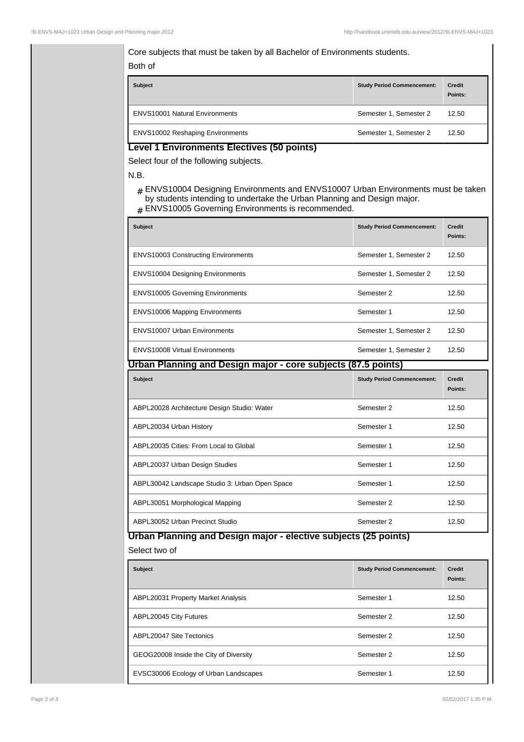Core subjects that must be taken by all Bachelor of Environments students.

Both of

| Subject | Study Period Commencement: | Credit Points: |
| --- | --- | --- |
| ENVS10001 Natural Environments | Semester 1, Semester 2 | 12.50 |
| ENVS10002 Reshaping Environments | Semester 1, Semester 2 | 12.50 |

### Level 1 Environments Electives (50 points)

Select four of the following subjects.

N.B.

- ENVS10004 Designing Environments and ENVS10007 Urban Environments must be taken by students intending to undertake the Urban Planning and Design major.
- ENVS10005 Governing Environments is recommended.

| Subject | Study Period Commencement: | Credit Points: |
| --- | --- | --- |
| ENVS10003 Constructing Environments | Semester 1, Semester 2 | 12.50 |
| ENVS10004 Designing Environments | Semester 1, Semester 2 | 12.50 |
| ENVS10005 Governing Environments | Semester 2 | 12.50 |
| ENVS10006 Mapping Environments | Semester 1 | 12.50 |
| ENVS10007 Urban Environments | Semester 1, Semester 2 | 12.50 |
| ENVS10008 Virtual Environments | Semester 1, Semester 2 | 12.50 |

### Urban Planning and Design major - core subjects (87.5 points)

| Subject | Study Period Commencement: | Credit Points: |
| --- | --- | --- |
| ABPL20028 Architecture Design Studio: Water | Semester 2 | 12.50 |
| ABPL20034 Urban History | Semester 1 | 12.50 |
| ABPL20035 Cities: From Local to Global | Semester 1 | 12.50 |
| ABPL20037 Urban Design Studies | Semester 1 | 12.50 |
| ABPL30042 Landscape Studio 3: Urban Open Space | Semester 1 | 12.50 |
| ABPL30051 Morphological Mapping | Semester 2 | 12.50 |
| ABPL30052 Urban Precinct Studio | Semester 2 | 12.50 |

### Urban Planning and Design major - elective subjects (25 points)

Select two of

| Subject | Study Period Commencement: | Credit Points: |
| --- | --- | --- |
| ABPL20031 Property Market Analysis | Semester 1 | 12.50 |
| ABPL20045 City Futures | Semester 2 | 12.50 |
| ABPL20047 Site Tectonics | Semester 2 | 12.50 |
| GEOG20008 Inside the City of Diversity | Semester 2 | 12.50 |
| EVSC30006 Ecology of Urban Landscapes | Semester 1 | 12.50 |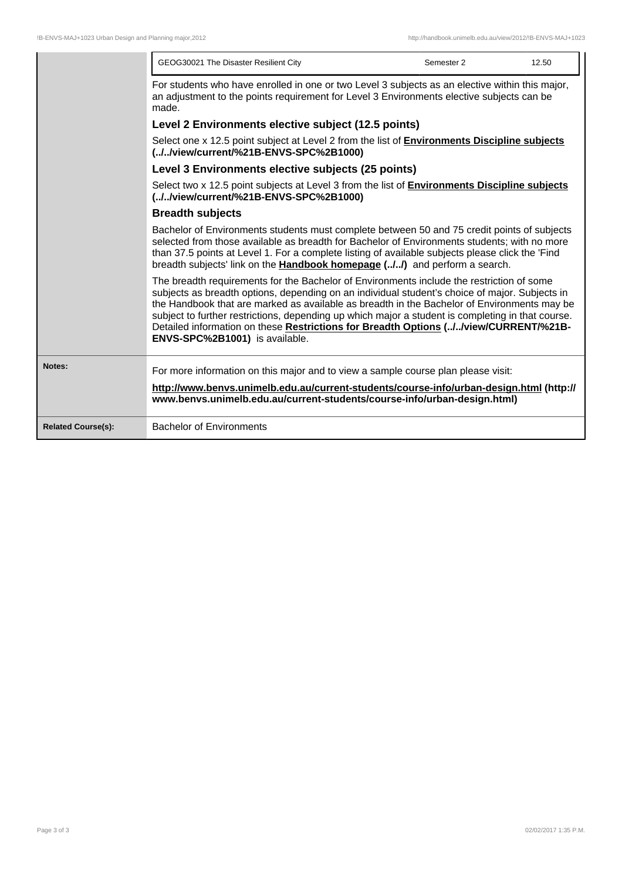| | | | |
|---|---|---|---|
| | GEOG30021 The Disaster Resilient City | Semester 2 | 12.50 |

For students who have enrolled in one or two Level 3 subjects as an elective within this major, an adjustment to the points requirement for Level 3 Environments elective subjects can be made.

### Level 2 Environments elective subject (12.5 points)

Select one x 12.5 point subject at Level 2 from the list of **Environments Discipline subjects (../../view/current/%21B-ENVS-SPC%2B1000)**

### Level 3 Environments elective subjects (25 points)

Select two x 12.5 point subjects at Level 3 from the list of **Environments Discipline subjects (../../view/current/%21B-ENVS-SPC%2B1000)**

### Breadth subjects

Bachelor of Environments students must complete between 50 and 75 credit points of subjects selected from those available as breadth for Bachelor of Environments students; with no more than 37.5 points at Level 1. For a complete listing of available subjects please click the 'Find breadth subjects' link on the **Handbook homepage (../../)** and perform a search.

The breadth requirements for the Bachelor of Environments include the restriction of some subjects as breadth options, depending on an individual student's choice of major. Subjects in the Handbook that are marked as available as breadth in the Bachelor of Environments may be subject to further restrictions, depending up which major a student is completing in that course. Detailed information on these **Restrictions for Breadth Options (../../view/CURRENT/%21B-ENVS-SPC%2B1001)** is available.

**Notes:**

For more information on this major and to view a sample course plan please visit:

**http://www.benvs.unimelb.edu.au/current-students/course-info/urban-design.html (http://www.benvs.unimelb.edu.au/current-students/course-info/urban-design.html)**

**Related Course(s):** Bachelor of Environments